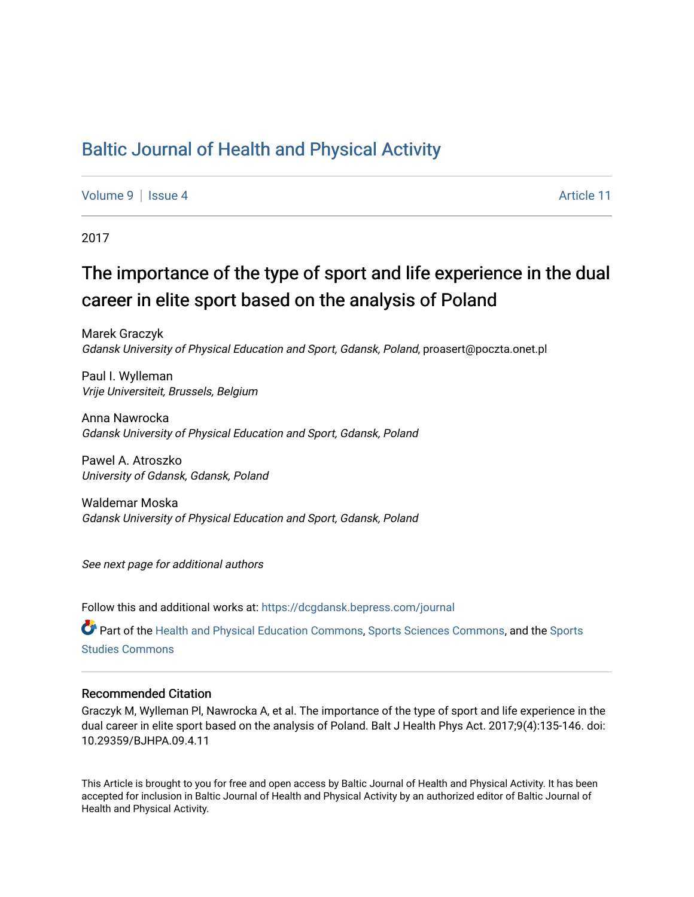# Baltic Journal of Health and Physical Activity

Volume 9 | Issue 4 Article 11

2017

## The importance of the type of sport and life experience in the dual career in elite sport based on the analysis of Poland

Marek Graczyk
*Gdansk University of Physical Education and Sport, Gdansk, Poland*, proasert@poczta.onet.pl

Paul I. Wylleman
*Vrije Universiteit, Brussels, Belgium*

Anna Nawrocka
*Gdansk University of Physical Education and Sport, Gdansk, Poland*

Pawel A. Atroszko
*University of Gdansk, Gdansk, Poland*

Waldemar Moska
*Gdansk University of Physical Education and Sport, Gdansk, Poland*

*See next page for additional authors*

Follow this and additional works at: https://dcgdansk.bepress.com/journal

Part of the Health and Physical Education Commons, Sports Sciences Commons, and the Sports Studies Commons

### Recommended Citation

Graczyk M, Wylleman PI, Nawrocka A, et al. The importance of the type of sport and life experience in the dual career in elite sport based on the analysis of Poland. Balt J Health Phys Act. 2017;9(4):135-146. doi: 10.29359/BJHPA.09.4.11

This Article is brought to you for free and open access by Baltic Journal of Health and Physical Activity. It has been accepted for inclusion in Baltic Journal of Health and Physical Activity by an authorized editor of Baltic Journal of Health and Physical Activity.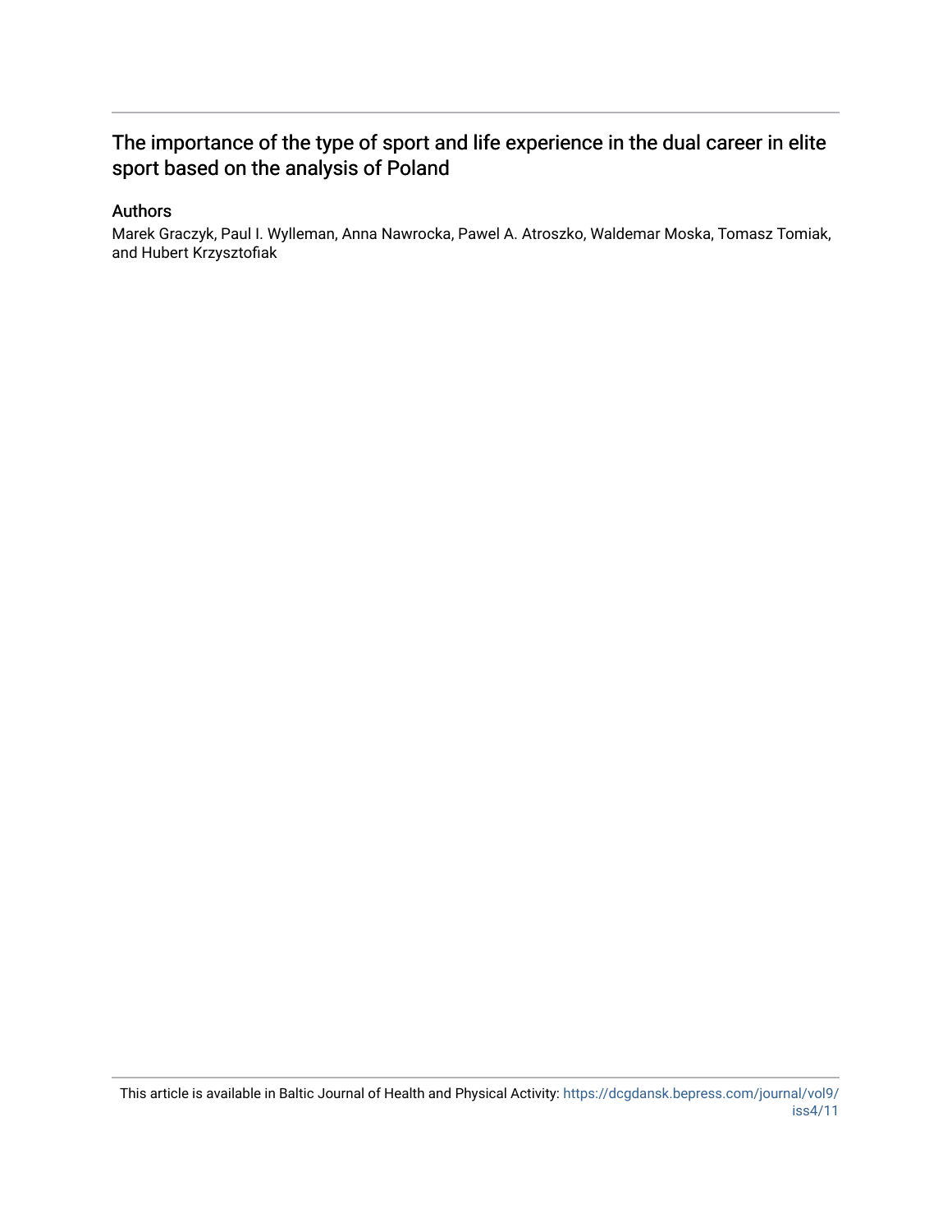# The importance of the type of sport and life experience in the dual career in elite sport based on the analysis of Poland

## Authors

Marek Graczyk, Paul I. Wylleman, Anna Nawrocka, Pawel A. Atroszko, Waldemar Moska, Tomasz Tomiak, and Hubert Krzysztofiak

This article is available in Baltic Journal of Health and Physical Activity: https://dcgdansk.bepress.com/journal/vol9/iss4/11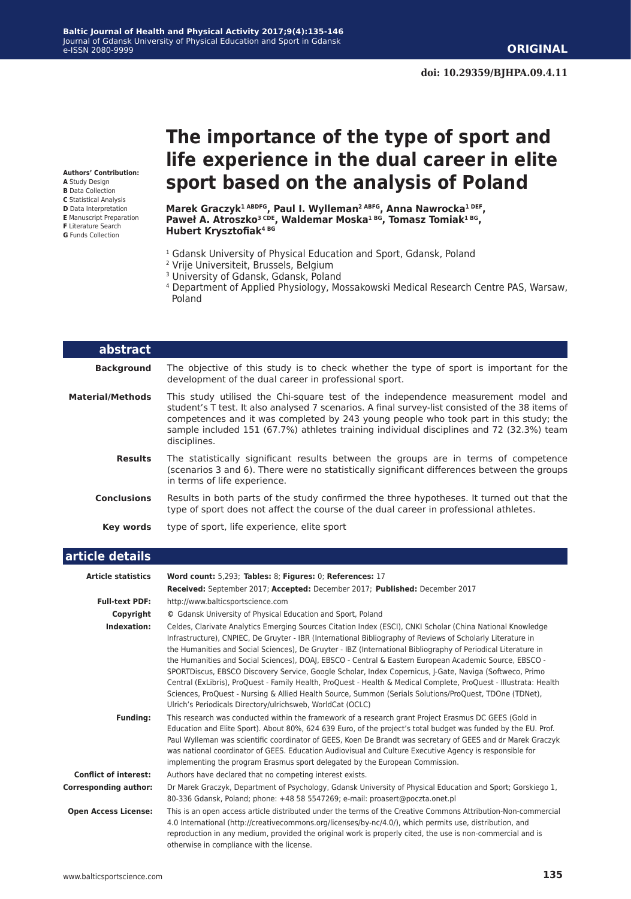**doi: 10.29359/BJHPA.09.4.11**

# The importance of the type of sport and life experience in the dual career in elite sport based on the analysis of Poland

**Authors' Contribution:**
**A** Study Design
**B** Data Collection
**C** Statistical Analysis
**D** Data Interpretation
**E** Manuscript Preparation
**F** Literature Search
**G** Funds Collection

**Marek Graczyk[1 ABDFG], Paul I. Wylleman[2 ABFG], Anna Nawrocka[1 DEF], Paweł A. Atroszko[3 CDE], Waldemar Moska[1 BG], Tomasz Tomiak[1 BG], Hubert Krysztofiak[4 BG]**

[1] Gdansk University of Physical Education and Sport, Gdansk, Poland
[2] Vrije Universiteit, Brussels, Belgium
[3] University of Gdansk, Gdansk, Poland
[4] Department of Applied Physiology, Mossakowski Medical Research Centre PAS, Warsaw, Poland

## abstract

**Background** The objective of this study is to check whether the type of sport is important for the development of the dual career in professional sport.

**Material/Methods** This study utilised the Chi-square test of the independence measurement model and student's T test. It also analysed 7 scenarios. A final survey-list consisted of the 38 items of competences and it was completed by 243 young people who took part in this study; the sample included 151 (67.7%) athletes training individual disciplines and 72 (32.3%) team disciplines.

**Results** The statistically significant results between the groups are in terms of competence (scenarios 3 and 6). There were no statistically significant differences between the groups in terms of life experience.

**Conclusions** Results in both parts of the study confirmed the three hypotheses. It turned out that the type of sport does not affect the course of the dual career in professional athletes.

**Key words** type of sport, life experience, elite sport

## article details

**Article statistics** Word count: 5,293; Tables: 8; Figures: 0; References: 17

**Received:** September 2017; **Accepted:** December 2017; **Published:** December 2017

**Full-text PDF:** http://www.balticsportscience.com

**Copyright** © Gdansk University of Physical Education and Sport, Poland

**Indexation:** Celdes, Clarivate Analytics Emerging Sources Citation Index (ESCI), CNKI Scholar (China National Knowledge Infrastructure), CNPIEC, De Gruyter - IBR (International Bibliography of Reviews of Scholarly Literature in the Humanities and Social Sciences), De Gruyter - IBZ (International Bibliography of Periodical Literature in the Humanities and Social Sciences), DOAJ, EBSCO - Central & Eastern European Academic Source, EBSCO - SPORTDiscus, EBSCO Discovery Service, Google Scholar, Index Copernicus, J-Gate, Naviga (Softweco, Primo Central (ExLibris), ProQuest - Family Health, ProQuest - Health & Medical Complete, ProQuest - Illustrata: Health Sciences, ProQuest - Nursing & Allied Health Source, Summon (Serials Solutions/ProQuest, TDOne (TDNet), Ulrich's Periodicals Directory/ulrichsweb, WorldCat (OCLC)

**Funding:** This research was conducted within the framework of a research grant Project Erasmus DC GEES (Gold in Education and Elite Sport). About 80%, 624 639 Euro, of the project's total budget was funded by the EU. Prof. Paul Wylleman was scientific coordinator of GEES, Koen De Brandt was secretary of GEES and dr Marek Graczyk was national coordinator of GEES. Education Audiovisual and Culture Executive Agency is responsible for implementing the program Erasmus sport delegated by the European Commission.

**Conflict of interest:** Authors have declared that no competing interest exists.

**Corresponding author:** Dr Marek Graczyk, Department of Psychology, Gdansk University of Physical Education and Sport; Gorskiego 1, 80-336 Gdansk, Poland; phone: +48 58 5547269; e-mail: proasert@poczta.onet.pl

**Open Access License:** This is an open access article distributed under the terms of the Creative Commons Attribution-Non-commercial 4.0 International (http://creativecommons.org/licenses/by-nc/4.0/), which permits use, distribution, and reproduction in any medium, provided the original work is properly cited, the use is non-commercial and is otherwise in compliance with the license.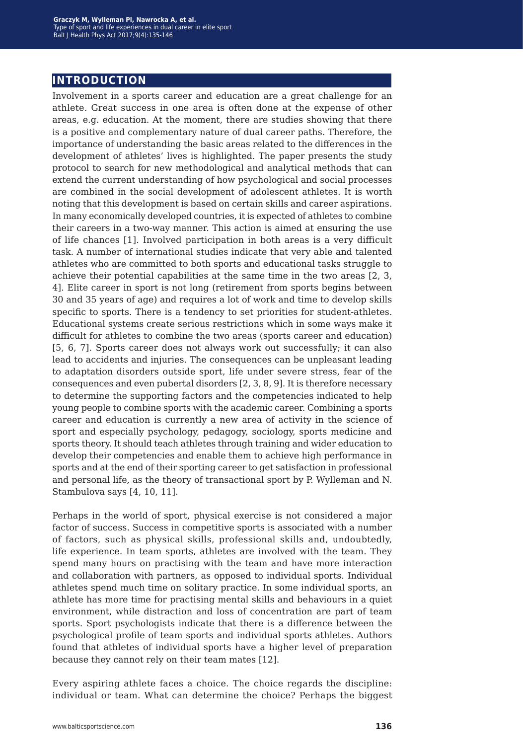## INTRODUCTION

Involvement in a sports career and education are a great challenge for an athlete. Great success in one area is often done at the expense of other areas, e.g. education. At the moment, there are studies showing that there is a positive and complementary nature of dual career paths. Therefore, the importance of understanding the basic areas related to the differences in the development of athletes' lives is highlighted. The paper presents the study protocol to search for new methodological and analytical methods that can extend the current understanding of how psychological and social processes are combined in the social development of adolescent athletes. It is worth noting that this development is based on certain skills and career aspirations. In many economically developed countries, it is expected of athletes to combine their careers in a two-way manner. This action is aimed at ensuring the use of life chances [1]. Involved participation in both areas is a very difficult task. A number of international studies indicate that very able and talented athletes who are committed to both sports and educational tasks struggle to achieve their potential capabilities at the same time in the two areas [2, 3, 4]. Elite career in sport is not long (retirement from sports begins between 30 and 35 years of age) and requires a lot of work and time to develop skills specific to sports. There is a tendency to set priorities for student-athletes. Educational systems create serious restrictions which in some ways make it difficult for athletes to combine the two areas (sports career and education) [5, 6, 7]. Sports career does not always work out successfully; it can also lead to accidents and injuries. The consequences can be unpleasant leading to adaptation disorders outside sport, life under severe stress, fear of the consequences and even pubertal disorders [2, 3, 8, 9]. It is therefore necessary to determine the supporting factors and the competencies indicated to help young people to combine sports with the academic career. Combining a sports career and education is currently a new area of activity in the science of sport and especially psychology, pedagogy, sociology, sports medicine and sports theory. It should teach athletes through training and wider education to develop their competencies and enable them to achieve high performance in sports and at the end of their sporting career to get satisfaction in professional and personal life, as the theory of transactional sport by P. Wylleman and N. Stambulova says [4, 10, 11].

Perhaps in the world of sport, physical exercise is not considered a major factor of success. Success in competitive sports is associated with a number of factors, such as physical skills, professional skills and, undoubtedly, life experience. In team sports, athletes are involved with the team. They spend many hours on practising with the team and have more interaction and collaboration with partners, as opposed to individual sports. Individual athletes spend much time on solitary practice. In some individual sports, an athlete has more time for practising mental skills and behaviours in a quiet environment, while distraction and loss of concentration are part of team sports. Sport psychologists indicate that there is a difference between the psychological profile of team sports and individual sports athletes. Authors found that athletes of individual sports have a higher level of preparation because they cannot rely on their team mates [12].

Every aspiring athlete faces a choice. The choice regards the discipline: individual or team. What can determine the choice? Perhaps the biggest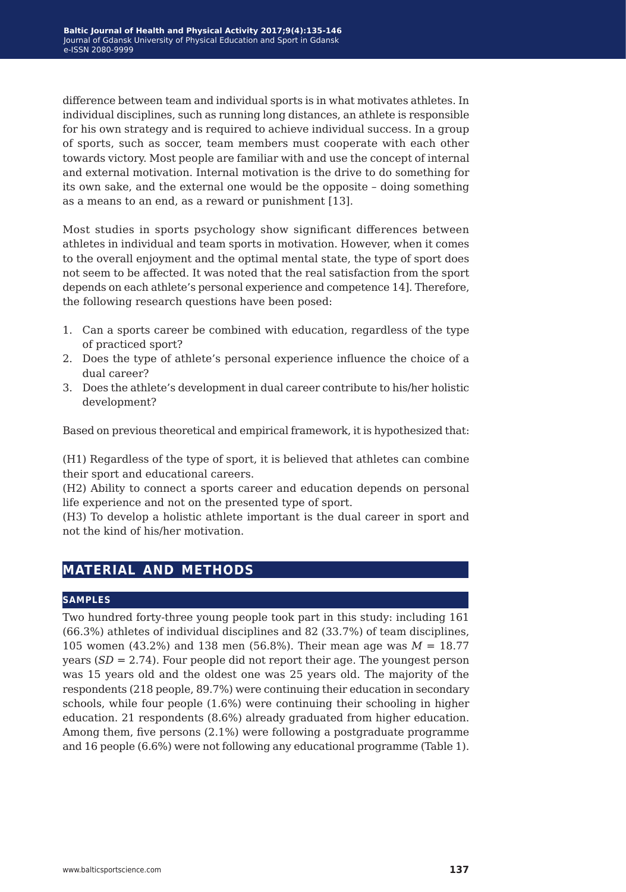difference between team and individual sports is in what motivates athletes. In individual disciplines, such as running long distances, an athlete is responsible for his own strategy and is required to achieve individual success. In a group of sports, such as soccer, team members must cooperate with each other towards victory. Most people are familiar with and use the concept of internal and external motivation. Internal motivation is the drive to do something for its own sake, and the external one would be the opposite – doing something as a means to an end, as a reward or punishment [13].

Most studies in sports psychology show significant differences between athletes in individual and team sports in motivation. However, when it comes to the overall enjoyment and the optimal mental state, the type of sport does not seem to be affected. It was noted that the real satisfaction from the sport depends on each athlete's personal experience and competence 14]. Therefore, the following research questions have been posed:

1. Can a sports career be combined with education, regardless of the type of practiced sport?
2. Does the type of athlete's personal experience influence the choice of a dual career?
3. Does the athlete's development in dual career contribute to his/her holistic development?

Based on previous theoretical and empirical framework, it is hypothesized that:

(H1) Regardless of the type of sport, it is believed that athletes can combine their sport and educational careers.
(H2) Ability to connect a sports career and education depends on personal life experience and not on the presented type of sport.
(H3) To develop a holistic athlete important is the dual career in sport and not the kind of his/her motivation.

## MATERIAL AND METHODS

### SAMPLES

Two hundred forty-three young people took part in this study: including 161 (66.3%) athletes of individual disciplines and 82 (33.7%) of team disciplines, 105 women (43.2%) and 138 men (56.8%). Their mean age was $M = 18.77$ years ($SD = 2.74$). Four people did not report their age. The youngest person was 15 years old and the oldest one was 25 years old. The majority of the respondents (218 people, 89.7%) were continuing their education in secondary schools, while four people (1.6%) were continuing their schooling in higher education. 21 respondents (8.6%) already graduated from higher education. Among them, five persons (2.1%) were following a postgraduate programme and 16 people (6.6%) were not following any educational programme (Table 1).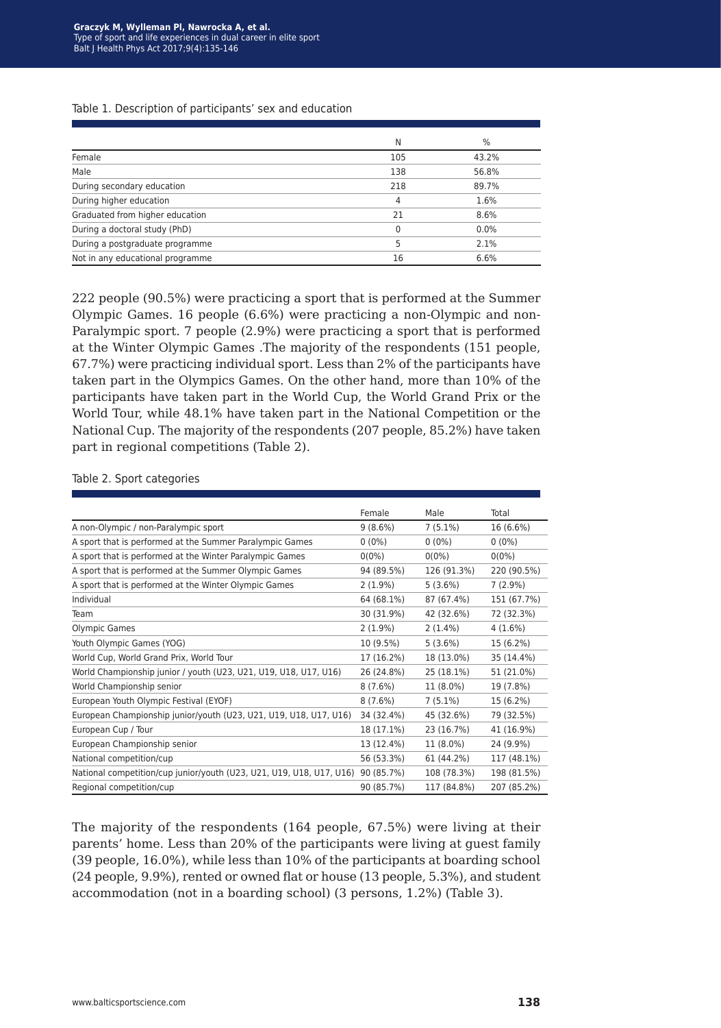Table 1. Description of participants' sex and education

| | N | % |
|---|---|---|
| Female | 105 | 43.2% |
| Male | 138 | 56.8% |
| During secondary education | 218 | 89.7% |
| During higher education | 4 | 1.6% |
| Graduated from higher education | 21 | 8.6% |
| During a doctoral study (PhD) | 0 | 0.0% |
| During a postgraduate programme | 5 | 2.1% |
| Not in any educational programme | 16 | 6.6% |

222 people (90.5%) were practicing a sport that is performed at the Summer Olympic Games. 16 people (6.6%) were practicing a non-Olympic and non-Paralympic sport. 7 people (2.9%) were practicing a sport that is performed at the Winter Olympic Games .The majority of the respondents (151 people, 67.7%) were practicing individual sport. Less than 2% of the participants have taken part in the Olympics Games. On the other hand, more than 10% of the participants have taken part in the World Cup, the World Grand Prix or the World Tour, while 48.1% have taken part in the National Competition or the National Cup. The majority of the respondents (207 people, 85.2%) have taken part in regional competitions (Table 2).

Table 2. Sport categories

| | Female | Male | Total |
|---|---|---|---|
| A non-Olympic / non-Paralympic sport | 9 (8.6%) | 7 (5.1%) | 16 (6.6%) |
| A sport that is performed at the Summer Paralympic Games | 0 (0%) | 0 (0%) | 0 (0%) |
| A sport that is performed at the Winter Paralympic Games | 0(0%) | 0(0%) | 0(0%) |
| A sport that is performed at the Summer Olympic Games | 94 (89.5%) | 126 (91.3%) | 220 (90.5%) |
| A sport that is performed at the Winter Olympic Games | 2 (1.9%) | 5 (3.6%) | 7 (2.9%) |
| Individual | 64 (68.1%) | 87 (67.4%) | 151 (67.7%) |
| Team | 30 (31.9%) | 42 (32.6%) | 72 (32.3%) |
| Olympic Games | 2 (1.9%) | 2 (1.4%) | 4 (1.6%) |
| Youth Olympic Games (YOG) | 10 (9.5%) | 5 (3.6%) | 15 (6.2%) |
| World Cup, World Grand Prix, World Tour | 17 (16.2%) | 18 (13.0%) | 35 (14.4%) |
| World Championship junior / youth (U23, U21, U19, U18, U17, U16) | 26 (24.8%) | 25 (18.1%) | 51 (21.0%) |
| World Championship senior | 8 (7.6%) | 11 (8.0%) | 19 (7.8%) |
| European Youth Olympic Festival (EYOF) | 8 (7.6%) | 7 (5.1%) | 15 (6.2%) |
| European Championship junior/youth (U23, U21, U19, U18, U17, U16) | 34 (32.4%) | 45 (32.6%) | 79 (32.5%) |
| European Cup / Tour | 18 (17.1%) | 23 (16.7%) | 41 (16.9%) |
| European Championship senior | 13 (12.4%) | 11 (8.0%) | 24 (9.9%) |
| National competition/cup | 56 (53.3%) | 61 (44.2%) | 117 (48.1%) |
| National competition/cup junior/youth (U23, U21, U19, U18, U17, U16) | 90 (85.7%) | 108 (78.3%) | 198 (81.5%) |
| Regional competition/cup | 90 (85.7%) | 117 (84.8%) | 207 (85.2%) |

The majority of the respondents (164 people, 67.5%) were living at their parents' home. Less than 20% of the participants were living at guest family (39 people, 16.0%), while less than 10% of the participants at boarding school (24 people, 9.9%), rented or owned flat or house (13 people, 5.3%), and student accommodation (not in a boarding school) (3 persons, 1.2%) (Table 3).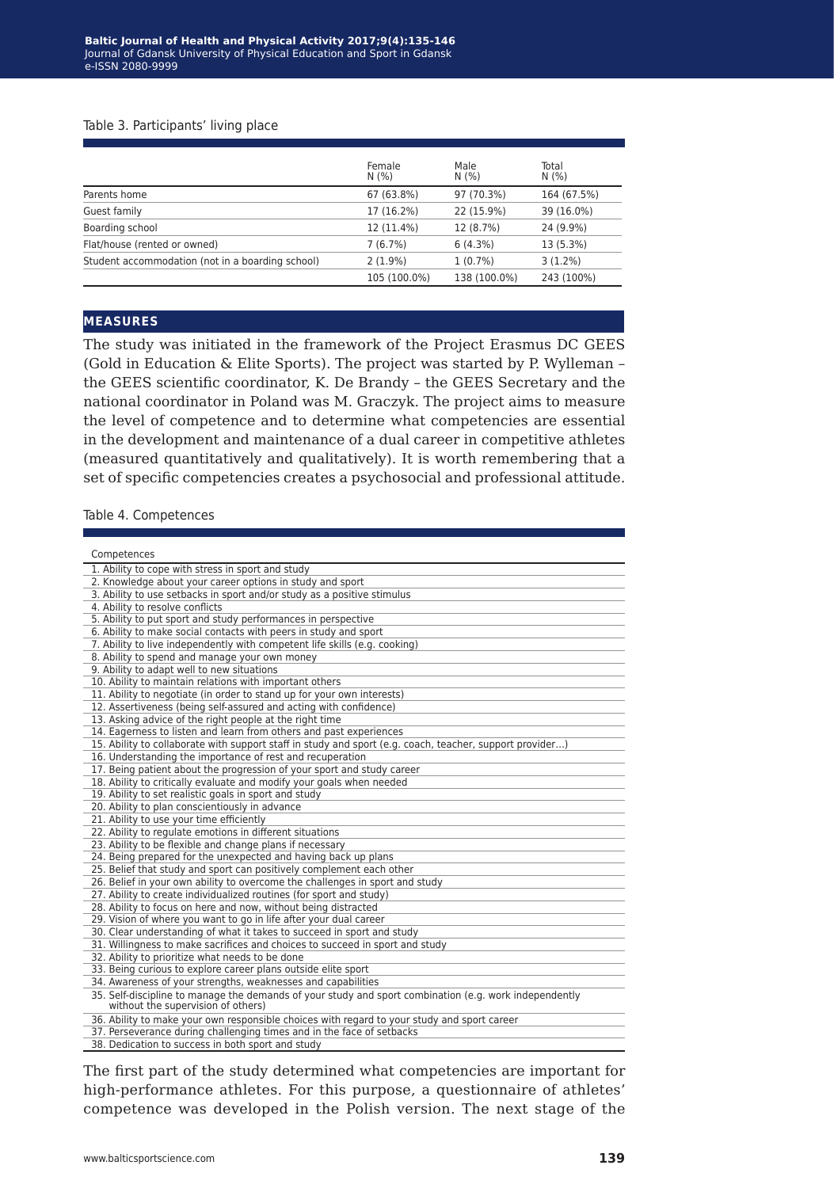Table 3. Participants' living place

| | Female N (%) | Male N (%) | Total N (%) |
|---|---|---|---|
| Parents home | 67 (63.8%) | 97 (70.3%) | 164 (67.5%) |
| Guest family | 17 (16.2%) | 22 (15.9%) | 39 (16.0%) |
| Boarding school | 12 (11.4%) | 12 (8.7%) | 24 (9.9%) |
| Flat/house (rented or owned) | 7 (6.7%) | 6 (4.3%) | 13 (5.3%) |
| Student accommodation (not in a boarding school) | 2 (1.9%) | 1 (0.7%) | 3 (1.2%) |
| | 105 (100.0%) | 138 (100.0%) | 243 (100%) |

## MEASURES

The study was initiated in the framework of the Project Erasmus DC GEES (Gold in Education & Elite Sports). The project was started by P. Wylleman – the GEES scientific coordinator, K. De Brandy – the GEES Secretary and the national coordinator in Poland was M. Graczyk. The project aims to measure the level of competence and to determine what competencies are essential in the development and maintenance of a dual career in competitive athletes (measured quantitatively and qualitatively). It is worth remembering that a set of specific competencies creates a psychosocial and professional attitude.

Table 4. Competences

| Competences |
|---|
| 1. Ability to cope with stress in sport and study |
| 2. Knowledge about your career options in study and sport |
| 3. Ability to use setbacks in sport and/or study as a positive stimulus |
| 4. Ability to resolve conflicts |
| 5. Ability to put sport and study performances in perspective |
| 6. Ability to make social contacts with peers in study and sport |
| 7. Ability to live independently with competent life skills (e.g. cooking) |
| 8. Ability to spend and manage your own money |
| 9. Ability to adapt well to new situations |
| 10. Ability to maintain relations with important others |
| 11. Ability to negotiate (in order to stand up for your own interests) |
| 12. Assertiveness (being self-assured and acting with confidence) |
| 13. Asking advice of the right people at the right time |
| 14. Eagerness to listen and learn from others and past experiences |
| 15. Ability to collaborate with support staff in study and sport (e.g. coach, teacher, support provider…) |
| 16. Understanding the importance of rest and recuperation |
| 17. Being patient about the progression of your sport and study career |
| 18. Ability to critically evaluate and modify your goals when needed |
| 19. Ability to set realistic goals in sport and study |
| 20. Ability to plan conscientiously in advance |
| 21. Ability to use your time efficiently |
| 22. Ability to regulate emotions in different situations |
| 23. Ability to be flexible and change plans if necessary |
| 24. Being prepared for the unexpected and having back up plans |
| 25. Belief that study and sport can positively complement each other |
| 26. Belief in your own ability to overcome the challenges in sport and study |
| 27. Ability to create individualized routines (for sport and study) |
| 28. Ability to focus on here and now, without being distracted |
| 29. Vision of where you want to go in life after your dual career |
| 30. Clear understanding of what it takes to succeed in sport and study |
| 31. Willingness to make sacrifices and choices to succeed in sport and study |
| 32. Ability to prioritize what needs to be done |
| 33. Being curious to explore career plans outside elite sport |
| 34. Awareness of your strengths, weaknesses and capabilities |
| 35. Self-discipline to manage the demands of your study and sport combination (e.g. work independently without the supervision of others) |
| 36. Ability to make your own responsible choices with regard to your study and sport career |
| 37. Perseverance during challenging times and in the face of setbacks |
| 38. Dedication to success in both sport and study |

The first part of the study determined what competencies are important for high-performance athletes. For this purpose, a questionnaire of athletes' competence was developed in the Polish version. The next stage of the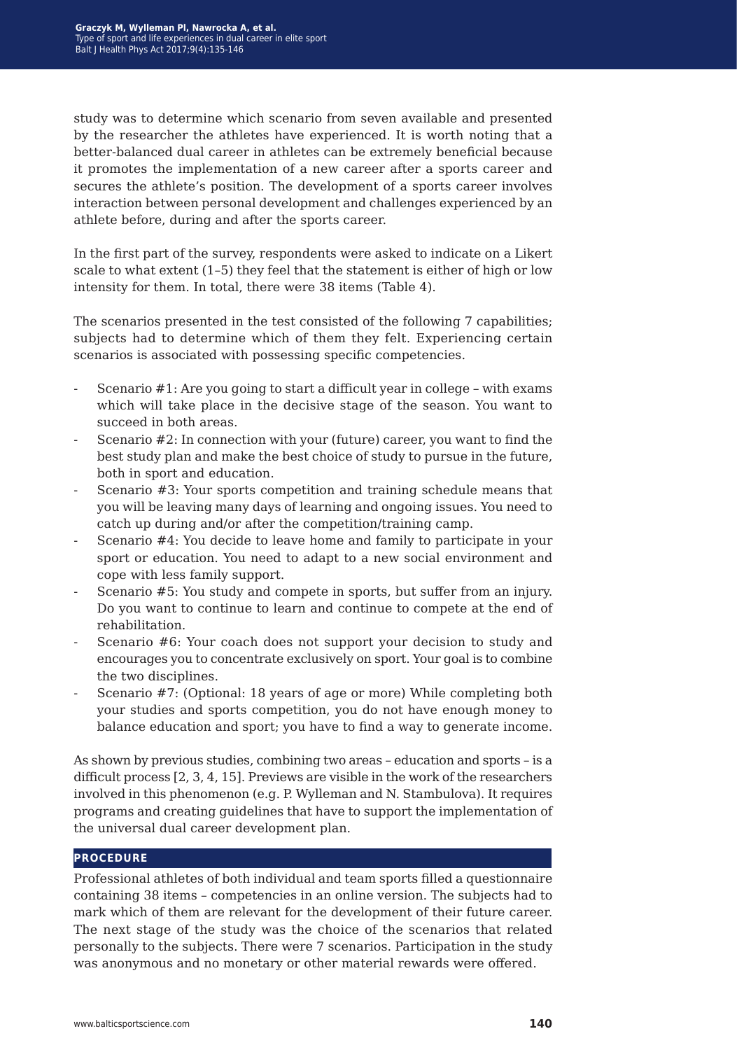study was to determine which scenario from seven available and presented by the researcher the athletes have experienced. It is worth noting that a better-balanced dual career in athletes can be extremely beneficial because it promotes the implementation of a new career after a sports career and secures the athlete's position. The development of a sports career involves interaction between personal development and challenges experienced by an athlete before, during and after the sports career.

In the first part of the survey, respondents were asked to indicate on a Likert scale to what extent (1–5) they feel that the statement is either of high or low intensity for them. In total, there were 38 items (Table 4).

The scenarios presented in the test consisted of the following 7 capabilities; subjects had to determine which of them they felt. Experiencing certain scenarios is associated with possessing specific competencies.

- Scenario #1: Are you going to start a difficult year in college – with exams which will take place in the decisive stage of the season. You want to succeed in both areas.
- Scenario #2: In connection with your (future) career, you want to find the best study plan and make the best choice of study to pursue in the future, both in sport and education.
- Scenario #3: Your sports competition and training schedule means that you will be leaving many days of learning and ongoing issues. You need to catch up during and/or after the competition/training camp.
- Scenario #4: You decide to leave home and family to participate in your sport or education. You need to adapt to a new social environment and cope with less family support.
- Scenario #5: You study and compete in sports, but suffer from an injury. Do you want to continue to learn and continue to compete at the end of rehabilitation.
- Scenario #6: Your coach does not support your decision to study and encourages you to concentrate exclusively on sport. Your goal is to combine the two disciplines.
- Scenario #7: (Optional: 18 years of age or more) While completing both your studies and sports competition, you do not have enough money to balance education and sport; you have to find a way to generate income.

As shown by previous studies, combining two areas – education and sports – is a difficult process [2, 3, 4, 15]. Previews are visible in the work of the researchers involved in this phenomenon (e.g. P. Wylleman and N. Stambulova). It requires programs and creating guidelines that have to support the implementation of the universal dual career development plan.

## PROCEDURE

Professional athletes of both individual and team sports filled a questionnaire containing 38 items – competencies in an online version. The subjects had to mark which of them are relevant for the development of their future career. The next stage of the study was the choice of the scenarios that related personally to the subjects. There were 7 scenarios. Participation in the study was anonymous and no monetary or other material rewards were offered.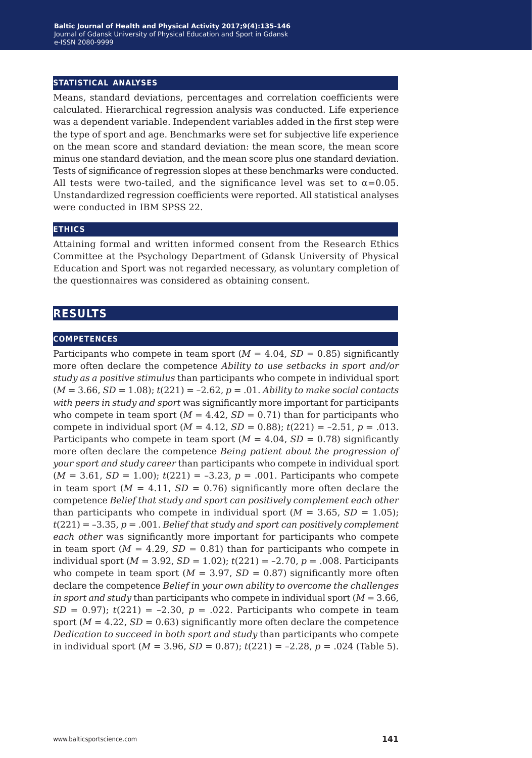### STATISTICAL ANALYSES

Means, standard deviations, percentages and correlation coefficients were calculated. Hierarchical regression analysis was conducted. Life experience was a dependent variable. Independent variables added in the first step were the type of sport and age. Benchmarks were set for subjective life experience on the mean score and standard deviation: the mean score, the mean score minus one standard deviation, and the mean score plus one standard deviation. Tests of significance of regression slopes at these benchmarks were conducted. All tests were two-tailed, and the significance level was set to $\alpha=0.05$. Unstandardized regression coefficients were reported. All statistical analyses were conducted in IBM SPSS 22.

### ETHICS

Attaining formal and written informed consent from the Research Ethics Committee at the Psychology Department of Gdansk University of Physical Education and Sport was not regarded necessary, as voluntary completion of the questionnaires was considered as obtaining consent.

## RESULTS

### COMPETENCES

Participants who compete in team sport ($M$ = 4.04, $SD$ = 0.85) significantly more often declare the competence *Ability to use setbacks in sport and/or study as a positive stimulus* than participants who compete in individual sport ($M$ = 3.66, $SD$ = 1.08); $t(221)$ = –2.62, $p$ = .01. *Ability to make social contacts with peers in study and sport* was significantly more important for participants who compete in team sport ($M$ = 4.42, $SD$ = 0.71) than for participants who compete in individual sport ($M$ = 4.12, $SD$ = 0.88); $t(221)$ = –2.51, $p$ = .013. Participants who compete in team sport ($M$ = 4.04, $SD$ = 0.78) significantly more often declare the competence *Being patient about the progression of your sport and study career* than participants who compete in individual sport ($M$ = 3.61, $SD$ = 1.00); $t(221)$ = –3.23, $p$ = .001. Participants who compete in team sport ($M$ = 4.11, $SD$ = 0.76) significantly more often declare the competence *Belief that study and sport can positively complement each other* than participants who compete in individual sport ($M$ = 3.65, $SD$ = 1.05); $t(221)$ = –3.35, $p$ = .001. *Belief that study and sport can positively complement each other* was significantly more important for participants who compete in team sport ($M$ = 4.29, $SD$ = 0.81) than for participants who compete in individual sport ($M$ = 3.92, $SD$ = 1.02); $t(221)$ = –2.70, $p$ = .008. Participants who compete in team sport ($M$ = 3.97, $SD$ = 0.87) significantly more often declare the competence *Belief in your own ability to overcome the challenges in sport and study* than participants who compete in individual sport ($M$ = 3.66, $SD$ = 0.97); $t(221)$ = –2.30, $p$ = .022. Participants who compete in team sport ($M$ = 4.22, $SD$ = 0.63) significantly more often declare the competence *Dedication to succeed in both sport and study* than participants who compete in individual sport ($M$ = 3.96, $SD$ = 0.87); $t(221)$ = –2.28, $p$ = .024 (Table 5).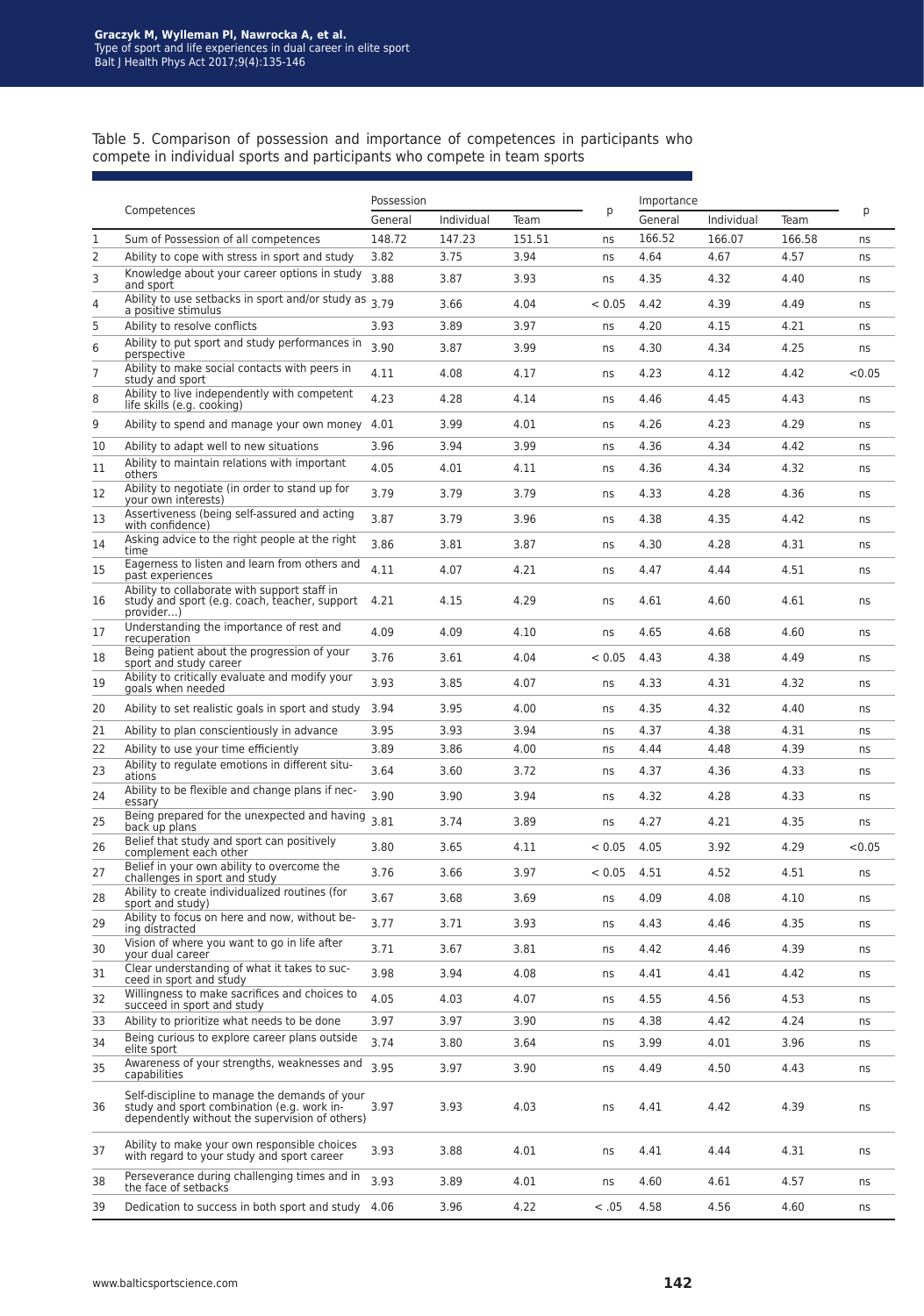Table 5. Comparison of possession and importance of competences in participants who compete in individual sports and participants who compete in team sports

| | Competences | Possession | | | p | Importance | | | p |
|---|---|---|---|---|---|---|---|---|---|
| | | General | Individual | Team | | General | Individual | Team | |
| 1 | Sum of Possession of all competences | 148.72 | 147.23 | 151.51 | ns | 166.52 | 166.07 | 166.58 | ns |
| 2 | Ability to cope with stress in sport and study | 3.82 | 3.75 | 3.94 | ns | 4.64 | 4.67 | 4.57 | ns |
| 3 | Knowledge about your career options in study and sport | 3.88 | 3.87 | 3.93 | ns | 4.35 | 4.32 | 4.40 | ns |
| 4 | Ability to use setbacks in sport and/or study as a positive stimulus | 3.79 | 3.66 | 4.04 | < 0.05 | 4.42 | 4.39 | 4.49 | ns |
| 5 | Ability to resolve conflicts | 3.93 | 3.89 | 3.97 | ns | 4.20 | 4.15 | 4.21 | ns |
| 6 | Ability to put sport and study performances in perspective | 3.90 | 3.87 | 3.99 | ns | 4.30 | 4.34 | 4.25 | ns |
| 7 | Ability to make social contacts with peers in study and sport | 4.11 | 4.08 | 4.17 | ns | 4.23 | 4.12 | 4.42 | <0.05 |
| 8 | Ability to live independently with competent life skills (e.g. cooking) | 4.23 | 4.28 | 4.14 | ns | 4.46 | 4.45 | 4.43 | ns |
| 9 | Ability to spend and manage your own money | 4.01 | 3.99 | 4.01 | ns | 4.26 | 4.23 | 4.29 | ns |
| 10 | Ability to adapt well to new situations | 3.96 | 3.94 | 3.99 | ns | 4.36 | 4.34 | 4.42 | ns |
| 11 | Ability to maintain relations with important others | 4.05 | 4.01 | 4.11 | ns | 4.36 | 4.34 | 4.32 | ns |
| 12 | Ability to negotiate (in order to stand up for your own interests) | 3.79 | 3.79 | 3.79 | ns | 4.33 | 4.28 | 4.36 | ns |
| 13 | Assertiveness (being self-assured and acting with confidence) | 3.87 | 3.79 | 3.96 | ns | 4.38 | 4.35 | 4.42 | ns |
| 14 | Asking advice to the right people at the right time | 3.86 | 3.81 | 3.87 | ns | 4.30 | 4.28 | 4.31 | ns |
| 15 | Eagerness to listen and learn from others and past experiences | 4.11 | 4.07 | 4.21 | ns | 4.47 | 4.44 | 4.51 | ns |
| 16 | Ability to collaborate with support staff in study and sport (e.g. coach, teacher, support provider…) | 4.21 | 4.15 | 4.29 | ns | 4.61 | 4.60 | 4.61 | ns |
| 17 | Understanding the importance of rest and recuperation | 4.09 | 4.09 | 4.10 | ns | 4.65 | 4.68 | 4.60 | ns |
| 18 | Being patient about the progression of your sport and study career | 3.76 | 3.61 | 4.04 | < 0.05 | 4.43 | 4.38 | 4.49 | ns |
| 19 | Ability to critically evaluate and modify your goals when needed | 3.93 | 3.85 | 4.07 | ns | 4.33 | 4.31 | 4.32 | ns |
| 20 | Ability to set realistic goals in sport and study | 3.94 | 3.95 | 4.00 | ns | 4.35 | 4.32 | 4.40 | ns |
| 21 | Ability to plan conscientiously in advance | 3.95 | 3.93 | 3.94 | ns | 4.37 | 4.38 | 4.31 | ns |
| 22 | Ability to use your time efficiently | 3.89 | 3.86 | 4.00 | ns | 4.44 | 4.48 | 4.39 | ns |
| 23 | Ability to regulate emotions in different situations | 3.64 | 3.60 | 3.72 | ns | 4.37 | 4.36 | 4.33 | ns |
| 24 | Ability to be flexible and change plans if necessary | 3.90 | 3.90 | 3.94 | ns | 4.32 | 4.28 | 4.33 | ns |
| 25 | Being prepared for the unexpected and having back up plans | 3.81 | 3.74 | 3.89 | ns | 4.27 | 4.21 | 4.35 | ns |
| 26 | Belief that study and sport can positively complement each other | 3.80 | 3.65 | 4.11 | < 0.05 | 4.05 | 3.92 | 4.29 | <0.05 |
| 27 | Belief in your own ability to overcome the challenges in sport and study | 3.76 | 3.66 | 3.97 | < 0.05 | 4.51 | 4.52 | 4.51 | ns |
| 28 | Ability to create individualized routines (for sport and study) | 3.67 | 3.68 | 3.69 | ns | 4.09 | 4.08 | 4.10 | ns |
| 29 | Ability to focus on here and now, without being distracted | 3.77 | 3.71 | 3.93 | ns | 4.43 | 4.46 | 4.35 | ns |
| 30 | Vision of where you want to go in life after your dual career | 3.71 | 3.67 | 3.81 | ns | 4.42 | 4.46 | 4.39 | ns |
| 31 | Clear understanding of what it takes to succeed in sport and study | 3.98 | 3.94 | 4.08 | ns | 4.41 | 4.41 | 4.42 | ns |
| 32 | Willingness to make sacrifices and choices to succeed in sport and study | 4.05 | 4.03 | 4.07 | ns | 4.55 | 4.56 | 4.53 | ns |
| 33 | Ability to prioritize what needs to be done | 3.97 | 3.97 | 3.90 | ns | 4.38 | 4.42 | 4.24 | ns |
| 34 | Being curious to explore career plans outside elite sport | 3.74 | 3.80 | 3.64 | ns | 3.99 | 4.01 | 3.96 | ns |
| 35 | Awareness of your strengths, weaknesses and capabilities | 3.95 | 3.97 | 3.90 | ns | 4.49 | 4.50 | 4.43 | ns |
| 36 | Self-discipline to manage the demands of your study and sport combination (e.g. work independently without the supervision of others) | 3.97 | 3.93 | 4.03 | ns | 4.41 | 4.42 | 4.39 | ns |
| 37 | Ability to make your own responsible choices with regard to your study and sport career | 3.93 | 3.88 | 4.01 | ns | 4.41 | 4.44 | 4.31 | ns |
| 38 | Perseverance during challenging times and in the face of setbacks | 3.93 | 3.89 | 4.01 | ns | 4.60 | 4.61 | 4.57 | ns |
| 39 | Dedication to success in both sport and study | 4.06 | 3.96 | 4.22 | < .05 | 4.58 | 4.56 | 4.60 | ns |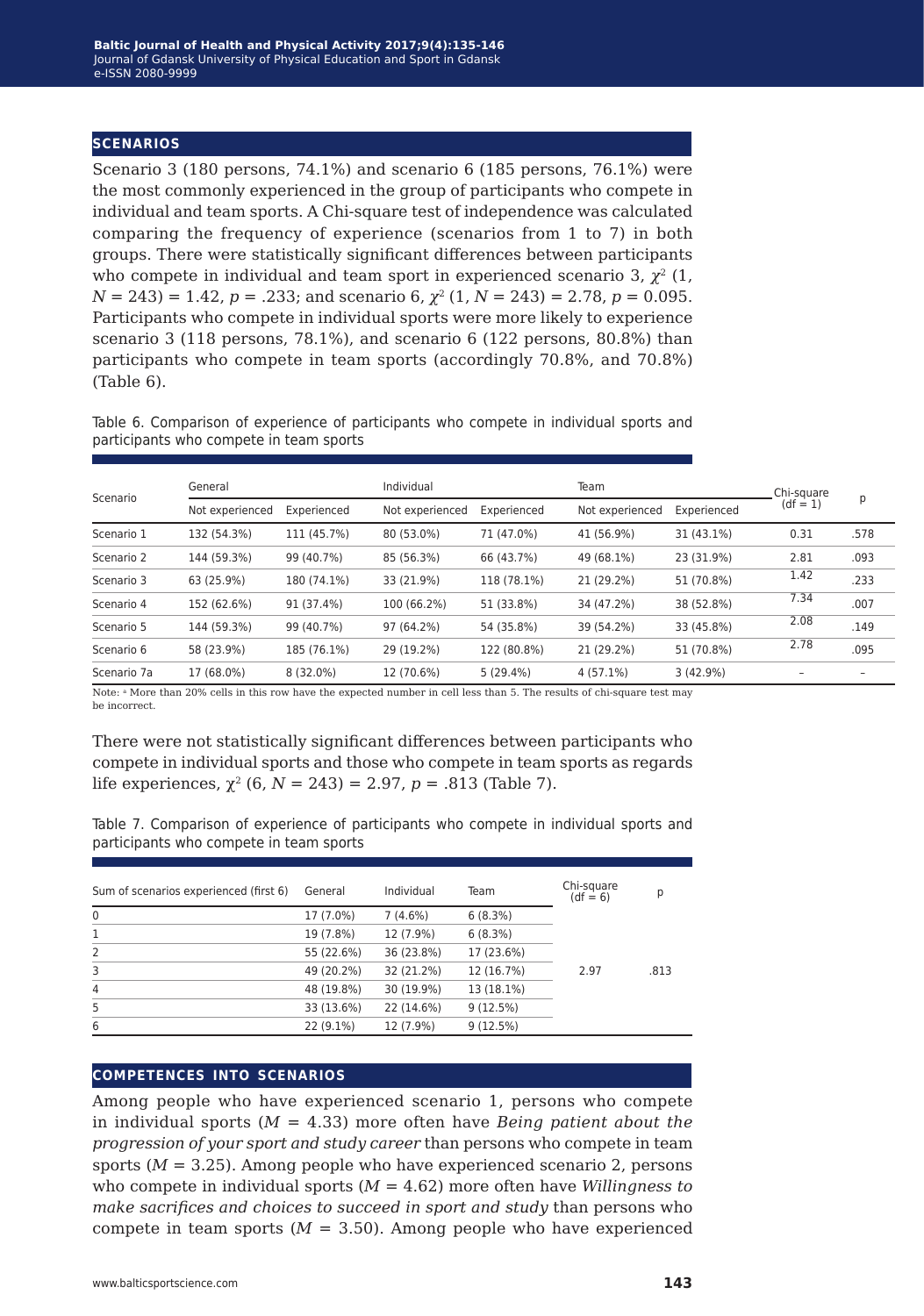## SCENARIOS

Scenario 3 (180 persons, 74.1%) and scenario 6 (185 persons, 76.1%) were the most commonly experienced in the group of participants who compete in individual and team sports. A Chi-square test of independence was calculated comparing the frequency of experience (scenarios from 1 to 7) in both groups. There were statistically significant differences between participants who compete in individual and team sport in experienced scenario 3, $\chi^2$ (1, $N$ = 243) = 1.42, $p$ = .233; and scenario 6, $\chi^2$ (1, $N$ = 243) = 2.78, $p$ = 0.095. Participants who compete in individual sports were more likely to experience scenario 3 (118 persons, 78.1%), and scenario 6 (122 persons, 80.8%) than participants who compete in team sports (accordingly 70.8%, and 70.8%) (Table 6).

Table 6. Comparison of experience of participants who compete in individual sports and participants who compete in team sports

| Scenario | General | | Individual | | Team | | Chi-square (df = 1) | p |
|---|---|---|---|---|---|---|---|---|
| | Not experienced | Experienced | Not experienced | Experienced | Not experienced | Experienced | | |
| Scenario 1 | 132 (54.3%) | 111 (45.7%) | 80 (53.0%) | 71 (47.0%) | 41 (56.9%) | 31 (43.1%) | 0.31 | .578 |
| Scenario 2 | 144 (59.3%) | 99 (40.7%) | 85 (56.3%) | 66 (43.7%) | 49 (68.1%) | 23 (31.9%) | 2.81 | .093 |
| Scenario 3 | 63 (25.9%) | 180 (74.1%) | 33 (21.9%) | 118 (78.1%) | 21 (29.2%) | 51 (70.8%) | 1.42 | .233 |
| Scenario 4 | 152 (62.6%) | 91 (37.4%) | 100 (66.2%) | 51 (33.8%) | 34 (47.2%) | 38 (52.8%) | 7.34 | .007 |
| Scenario 5 | 144 (59.3%) | 99 (40.7%) | 97 (64.2%) | 54 (35.8%) | 39 (54.2%) | 33 (45.8%) | 2.08 | .149 |
| Scenario 6 | 58 (23.9%) | 185 (76.1%) | 29 (19.2%) | 122 (80.8%) | 21 (29.2%) | 51 (70.8%) | 2.78 | .095 |
| Scenario 7a | 17 (68.0%) | 8 (32.0%) | 12 (70.6%) | 5 (29.4%) | 4 (57.1%) | 3 (42.9%) | – | – |

Note: [a] More than 20% cells in this row have the expected number in cell less than 5. The results of chi-square test may be incorrect.

There were not statistically significant differences between participants who compete in individual sports and those who compete in team sports as regards life experiences, $\chi^2$ (6, $N$ = 243) = 2.97, $p$ = .813 (Table 7).

Table 7. Comparison of experience of participants who compete in individual sports and participants who compete in team sports

| Sum of scenarios experienced (first 6) | General | Individual | Team | Chi-square (df = 6) | p |
|---|---|---|---|---|---|
| 0 | 17 (7.0%) | 7 (4.6%) | 6 (8.3%) | | |
| 1 | 19 (7.8%) | 12 (7.9%) | 6 (8.3%) | | |
| 2 | 55 (22.6%) | 36 (23.8%) | 17 (23.6%) | | |
| 3 | 49 (20.2%) | 32 (21.2%) | 12 (16.7%) | 2.97 | .813 |
| 4 | 48 (19.8%) | 30 (19.9%) | 13 (18.1%) | | |
| 5 | 33 (13.6%) | 22 (14.6%) | 9 (12.5%) | | |
| 6 | 22 (9.1%) | 12 (7.9%) | 9 (12.5%) | | |

## COMPETENCES INTO SCENARIOS

Among people who have experienced scenario 1, persons who compete in individual sports ($M$ = 4.33) more often have *Being patient about the progression of your sport and study career* than persons who compete in team sports ($M$ = 3.25). Among people who have experienced scenario 2, persons who compete in individual sports ($M$ = 4.62) more often have *Willingness to make sacrifices and choices to succeed in sport and study* than persons who compete in team sports ($M$ = 3.50). Among people who have experienced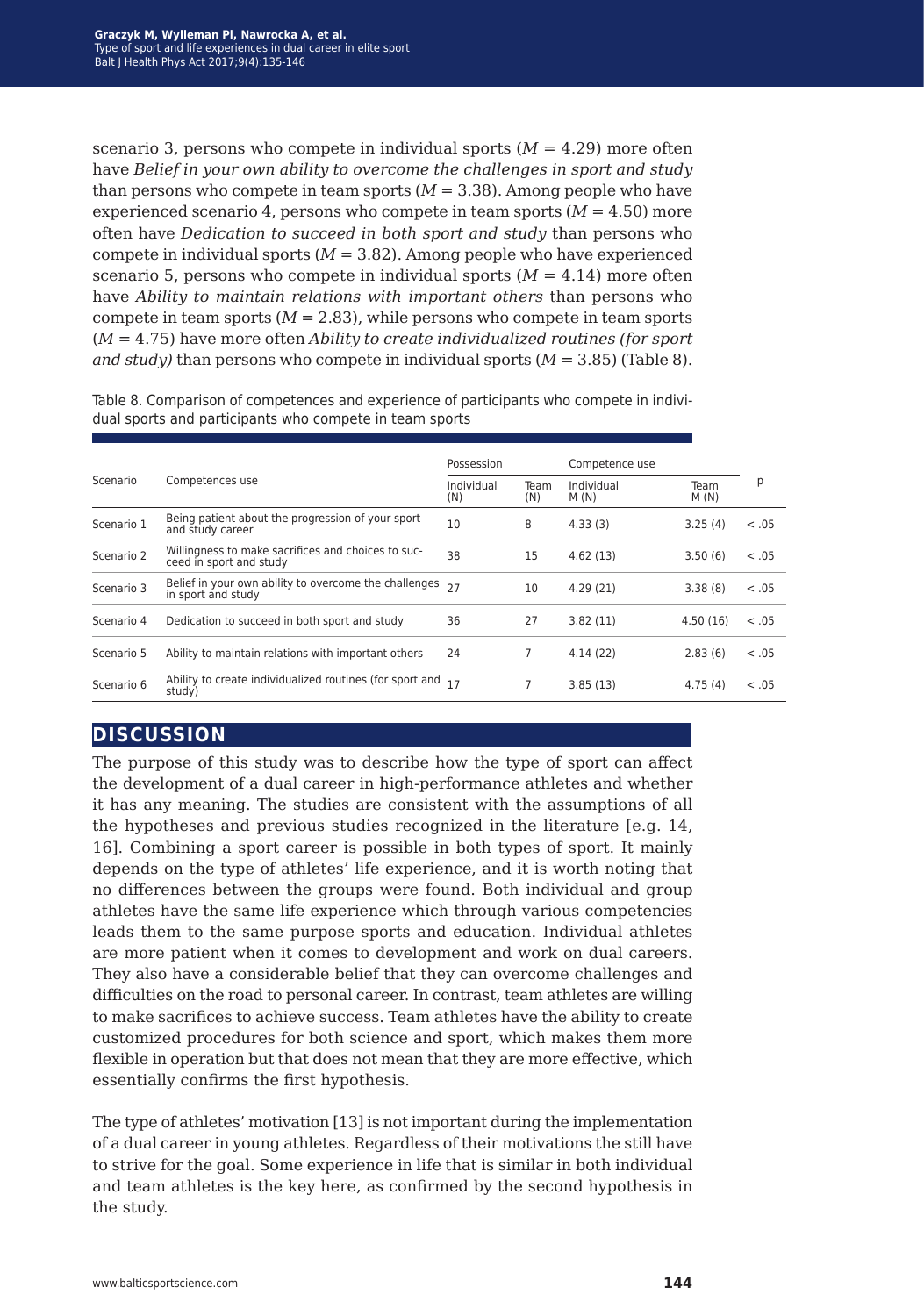scenario 3, persons who compete in individual sports ($M$ = 4.29) more often have *Belief in your own ability to overcome the challenges in sport and study* than persons who compete in team sports ($M$ = 3.38). Among people who have experienced scenario 4, persons who compete in team sports ($M$ = 4.50) more often have *Dedication to succeed in both sport and study* than persons who compete in individual sports ($M$ = 3.82). Among people who have experienced scenario 5, persons who compete in individual sports ($M$ = 4.14) more often have *Ability to maintain relations with important others* than persons who compete in team sports ($M$ = 2.83), while persons who compete in team sports ($M$ = 4.75) have more often *Ability to create individualized routines (for sport and study)* than persons who compete in individual sports ($M$ = 3.85) (Table 8).

Table 8. Comparison of competences and experience of participants who compete in individual sports and participants who compete in team sports

| Scenario | Competences use | Possession | | Competence use | | p |
|---|---|---|---|---|---|---|
| | | Individual (N) | Team (N) | Individual M (N) | Team M (N) | |
| Scenario 1 | Being patient about the progression of your sport and study career | 10 | 8 | 4.33 (3) | 3.25 (4) | < .05 |
| Scenario 2 | Willingness to make sacrifices and choices to succeed in sport and study | 38 | 15 | 4.62 (13) | 3.50 (6) | < .05 |
| Scenario 3 | Belief in your own ability to overcome the challenges in sport and study | 27 | 10 | 4.29 (21) | 3.38 (8) | < .05 |
| Scenario 4 | Dedication to succeed in both sport and study | 36 | 27 | 3.82 (11) | 4.50 (16) | < .05 |
| Scenario 5 | Ability to maintain relations with important others | 24 | 7 | 4.14 (22) | 2.83 (6) | < .05 |
| Scenario 6 | Ability to create individualized routines (for sport and study) | 17 | 7 | 3.85 (13) | 4.75 (4) | < .05 |

## DISCUSSION

The purpose of this study was to describe how the type of sport can affect the development of a dual career in high-performance athletes and whether it has any meaning. The studies are consistent with the assumptions of all the hypotheses and previous studies recognized in the literature [e.g. 14, 16]. Combining a sport career is possible in both types of sport. It mainly depends on the type of athletes' life experience, and it is worth noting that no differences between the groups were found. Both individual and group athletes have the same life experience which through various competencies leads them to the same purpose sports and education. Individual athletes are more patient when it comes to development and work on dual careers. They also have a considerable belief that they can overcome challenges and difficulties on the road to personal career. In contrast, team athletes are willing to make sacrifices to achieve success. Team athletes have the ability to create customized procedures for both science and sport, which makes them more flexible in operation but that does not mean that they are more effective, which essentially confirms the first hypothesis.

The type of athletes' motivation [13] is not important during the implementation of a dual career in young athletes. Regardless of their motivations the still have to strive for the goal. Some experience in life that is similar in both individual and team athletes is the key here, as confirmed by the second hypothesis in the study.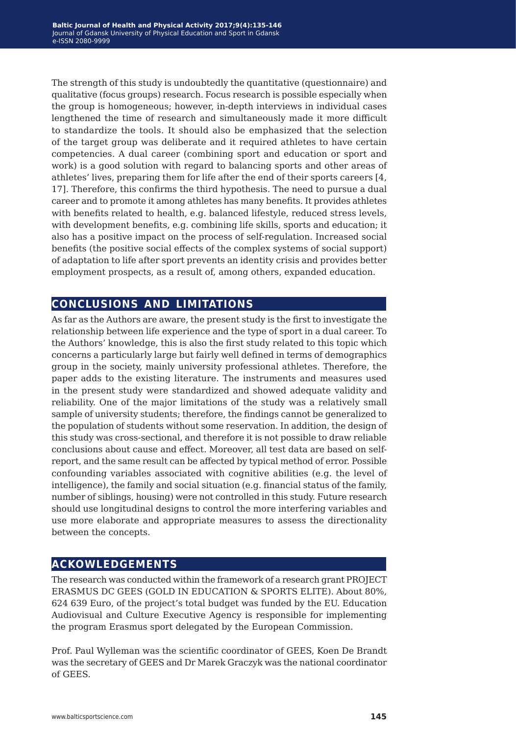The strength of this study is undoubtedly the quantitative (questionnaire) and qualitative (focus groups) research. Focus research is possible especially when the group is homogeneous; however, in-depth interviews in individual cases lengthened the time of research and simultaneously made it more difficult to standardize the tools. It should also be emphasized that the selection of the target group was deliberate and it required athletes to have certain competencies. A dual career (combining sport and education or sport and work) is a good solution with regard to balancing sports and other areas of athletes' lives, preparing them for life after the end of their sports careers [4, 17]. Therefore, this confirms the third hypothesis. The need to pursue a dual career and to promote it among athletes has many benefits. It provides athletes with benefits related to health, e.g. balanced lifestyle, reduced stress levels, with development benefits, e.g. combining life skills, sports and education; it also has a positive impact on the process of self-regulation. Increased social benefits (the positive social effects of the complex systems of social support) of adaptation to life after sport prevents an identity crisis and provides better employment prospects, as a result of, among others, expanded education.

## CONCLUSIONS AND LIMITATIONS

As far as the Authors are aware, the present study is the first to investigate the relationship between life experience and the type of sport in a dual career. To the Authors' knowledge, this is also the first study related to this topic which concerns a particularly large but fairly well defined in terms of demographics group in the society, mainly university professional athletes. Therefore, the paper adds to the existing literature. The instruments and measures used in the present study were standardized and showed adequate validity and reliability. One of the major limitations of the study was a relatively small sample of university students; therefore, the findings cannot be generalized to the population of students without some reservation. In addition, the design of this study was cross-sectional, and therefore it is not possible to draw reliable conclusions about cause and effect. Moreover, all test data are based on self-report, and the same result can be affected by typical method of error. Possible confounding variables associated with cognitive abilities (e.g. the level of intelligence), the family and social situation (e.g. financial status of the family, number of siblings, housing) were not controlled in this study. Future research should use longitudinal designs to control the more interfering variables and use more elaborate and appropriate measures to assess the directionality between the concepts.

## ACKOWLEDGEMENTS

The research was conducted within the framework of a research grant PROJECT ERASMUS DC GEES (GOLD IN EDUCATION & SPORTS ELITE). About 80%, 624 639 Euro, of the project's total budget was funded by the EU. Education Audiovisual and Culture Executive Agency is responsible for implementing the program Erasmus sport delegated by the European Commission.

Prof. Paul Wylleman was the scientific coordinator of GEES, Koen De Brandt was the secretary of GEES and Dr Marek Graczyk was the national coordinator of GEES.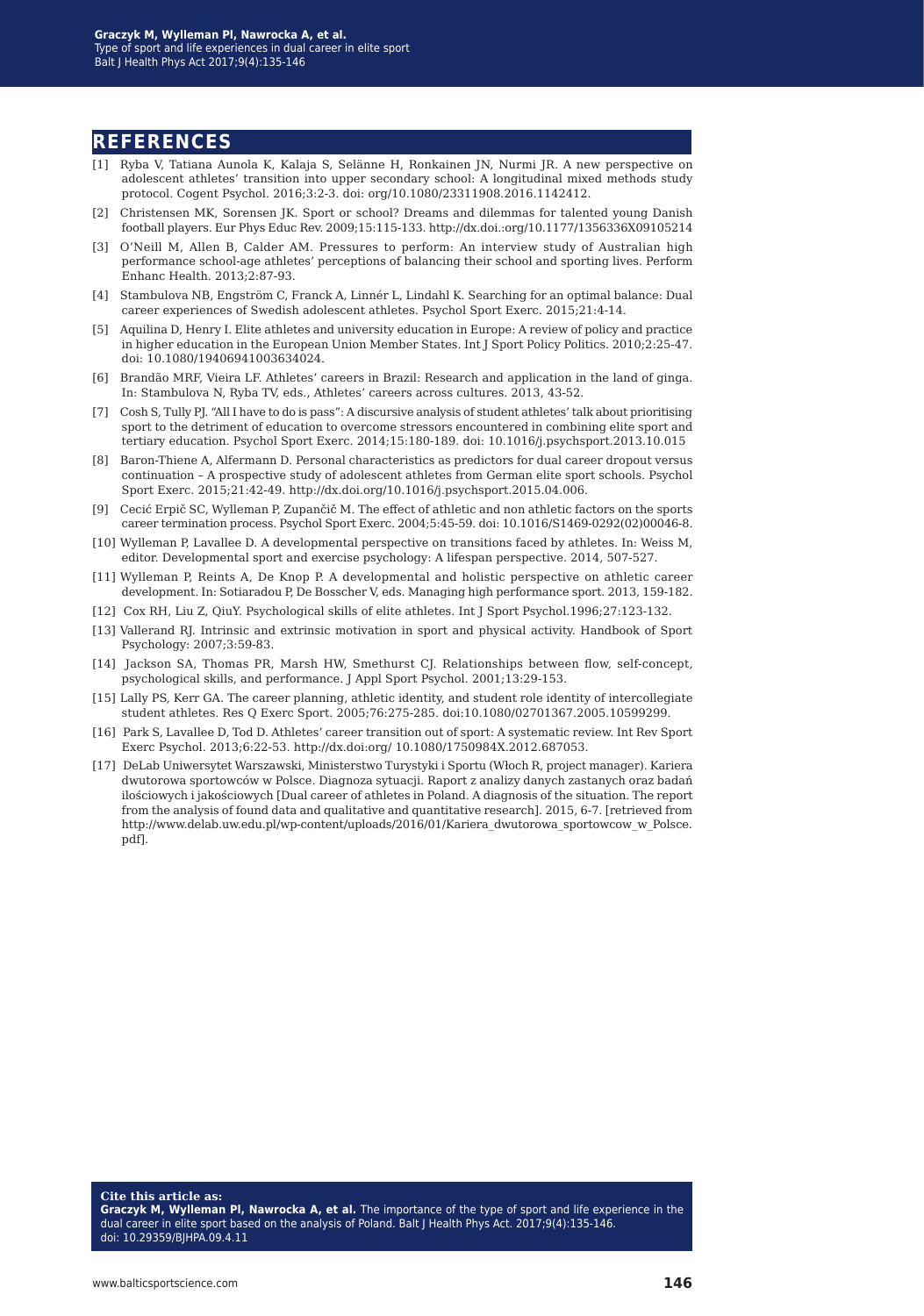## REFERENCES

[1] Ryba V, Tatiana Aunola K, Kalaja S, Selänne H, Ronkainen JN, Nurmi JR. A new perspective on adolescent athletes' transition into upper secondary school: A longitudinal mixed methods study protocol. Cogent Psychol. 2016;3:2-3. doi: org/10.1080/23311908.2016.1142412.

[2] Christensen MK, Sorensen JK. Sport or school? Dreams and dilemmas for talented young Danish football players. Eur Phys Educ Rev. 2009;15:115-133. http://dx.doi.:org/10.1177/1356336X09105214

[3] O'Neill M, Allen B, Calder AM. Pressures to perform: An interview study of Australian high performance school-age athletes' perceptions of balancing their school and sporting lives. Perform Enhanc Health. 2013;2:87-93.

[4] Stambulova NB, Engström C, Franck A, Linnér L, Lindahl K. Searching for an optimal balance: Dual career experiences of Swedish adolescent athletes. Psychol Sport Exerc. 2015;21:4-14.

[5] Aquilina D, Henry I. Elite athletes and university education in Europe: A review of policy and practice in higher education in the European Union Member States. Int J Sport Policy Politics. 2010;2:25-47. doi: 10.1080/19406941003634024.

[6] Brandão MRF, Vieira LF. Athletes' careers in Brazil: Research and application in the land of ginga. In: Stambulova N, Ryba TV, eds., Athletes' careers across cultures. 2013, 43-52.

[7] Cosh S, Tully PJ. "All I have to do is pass": A discursive analysis of student athletes' talk about prioritising sport to the detriment of education to overcome stressors encountered in combining elite sport and tertiary education. Psychol Sport Exerc. 2014;15:180-189. doi: 10.1016/j.psychsport.2013.10.015

[8] Baron-Thiene A, Alfermann D. Personal characteristics as predictors for dual career dropout versus continuation – A prospective study of adolescent athletes from German elite sport schools. Psychol Sport Exerc. 2015;21:42-49. http://dx.doi.org/10.1016/j.psychsport.2015.04.006.

[9] Cecić Erpič SC, Wylleman P, Zupančič M. The effect of athletic and non athletic factors on the sports career termination process. Psychol Sport Exerc. 2004;5:45-59. doi: 10.1016/S1469-0292(02)00046-8.

[10] Wylleman P, Lavallee D. A developmental perspective on transitions faced by athletes. In: Weiss M, editor. Developmental sport and exercise psychology: A lifespan perspective. 2014, 507-527.

[11] Wylleman P, Reints A, De Knop P. A developmental and holistic perspective on athletic career development. In: Sotiaradou P, De Bosscher V, eds. Managing high performance sport. 2013, 159-182.

[12] Cox RH, Liu Z, QiuY. Psychological skills of elite athletes. Int J Sport Psychol.1996;27:123-132.

[13] Vallerand RJ. Intrinsic and extrinsic motivation in sport and physical activity. Handbook of Sport Psychology: 2007;3:59-83.

[14] Jackson SA, Thomas PR, Marsh HW, Smethurst CJ. Relationships between flow, self-concept, psychological skills, and performance. J Appl Sport Psychol. 2001;13:29-153.

[15] Lally PS, Kerr GA. The career planning, athletic identity, and student role identity of intercollegiate student athletes. Res Q Exerc Sport. 2005;76:275-285. doi:10.1080/02701367.2005.10599299.

[16] Park S, Lavallee D, Tod D. Athletes' career transition out of sport: A systematic review. Int Rev Sport Exerc Psychol. 2013;6:22-53. http://dx.doi.org/ 10.1080/1750984X.2012.687053.

[17] DeLab Uniwersytet Warszawski, Ministerstwo Turystyki i Sportu (Włoch R, project manager). Kariera dwutorowa sportowców w Polsce. Diagnoza sytuacji. Raport z analizy danych zastanych oraz badań ilościowych i jakościowych [Dual career of athletes in Poland. A diagnosis of the situation. The report from the analysis of found data and qualitative and quantitative research]. 2015, 6-7. [retrieved from http://www.delab.uw.edu.pl/wp-content/uploads/2016/01/Kariera_dwutorowa_sportowcow_w_Polsce.pdf].

**Cite this article as:**
**Graczyk M, Wylleman Pl, Nawrocka A, et al.** The importance of the type of sport and life experience in the dual career in elite sport based on the analysis of Poland. Balt J Health Phys Act. 2017;9(4):135-146. doi: 10.29359/BJHPA.09.4.11